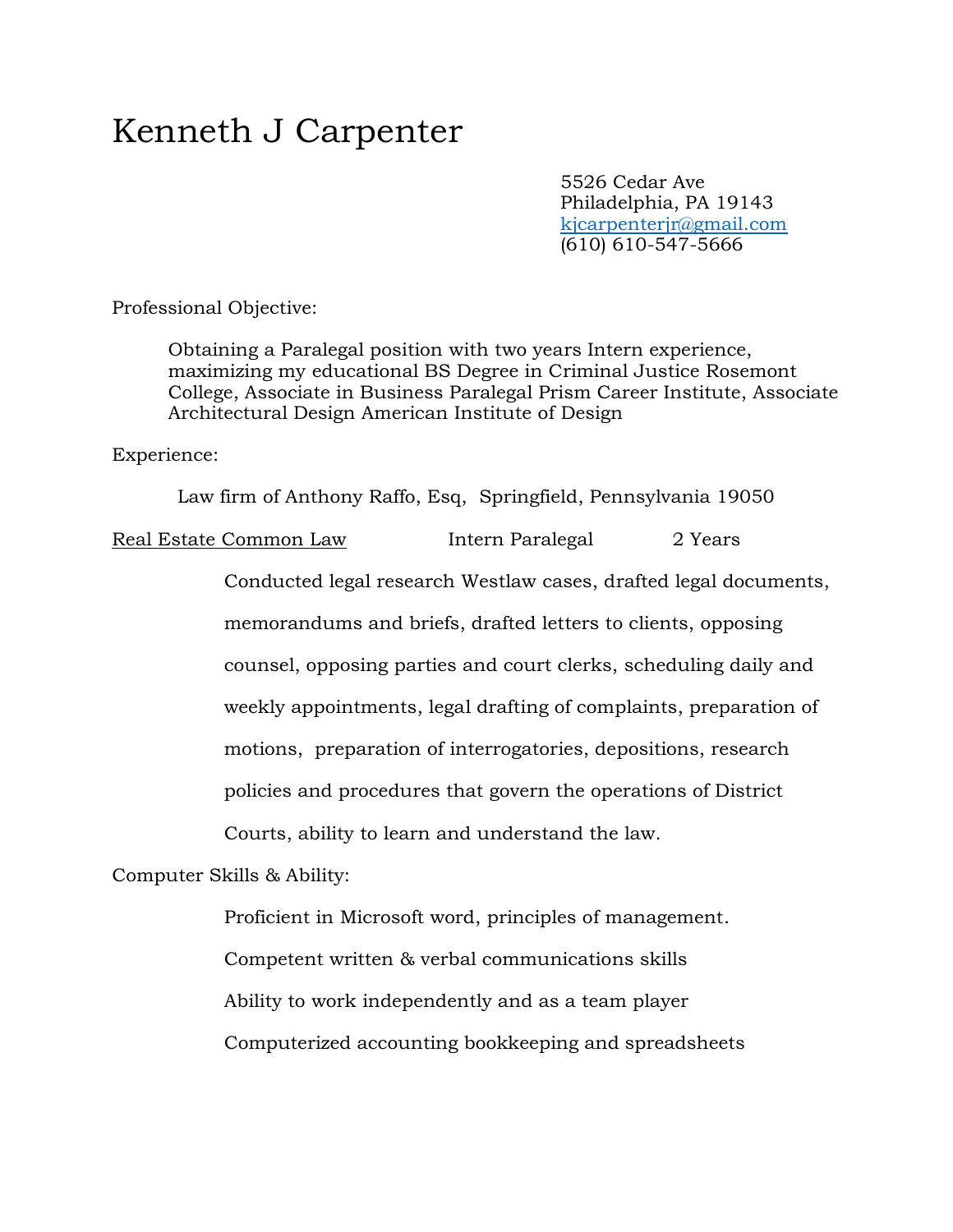# Kenneth J Carpenter

5526 Cedar Ave
Philadelphia, PA 19143
kjcarpenterjr@gmail.com
(610) 610-547-5666

Professional Objective:

Obtaining a Paralegal position with two years Intern experience, maximizing my educational BS Degree in Criminal Justice Rosemont College, Associate in Business Paralegal Prism Career Institute, Associate Architectural Design American Institute of Design

Experience:

Law firm of Anthony Raffo, Esq, Springfield, Pennsylvania 19050

Real Estate Common Law  Intern Paralegal  2 Years

Conducted legal research Westlaw cases, drafted legal documents, memorandums and briefs, drafted letters to clients, opposing counsel, opposing parties and court clerks, scheduling daily and weekly appointments, legal drafting of complaints, preparation of motions, preparation of interrogatories, depositions, research policies and procedures that govern the operations of District Courts, ability to learn and understand the law.

Computer Skills & Ability:

Proficient in Microsoft word, principles of management.

Competent written & verbal communications skills

Ability to work independently and as a team player

Computerized accounting bookkeeping and spreadsheets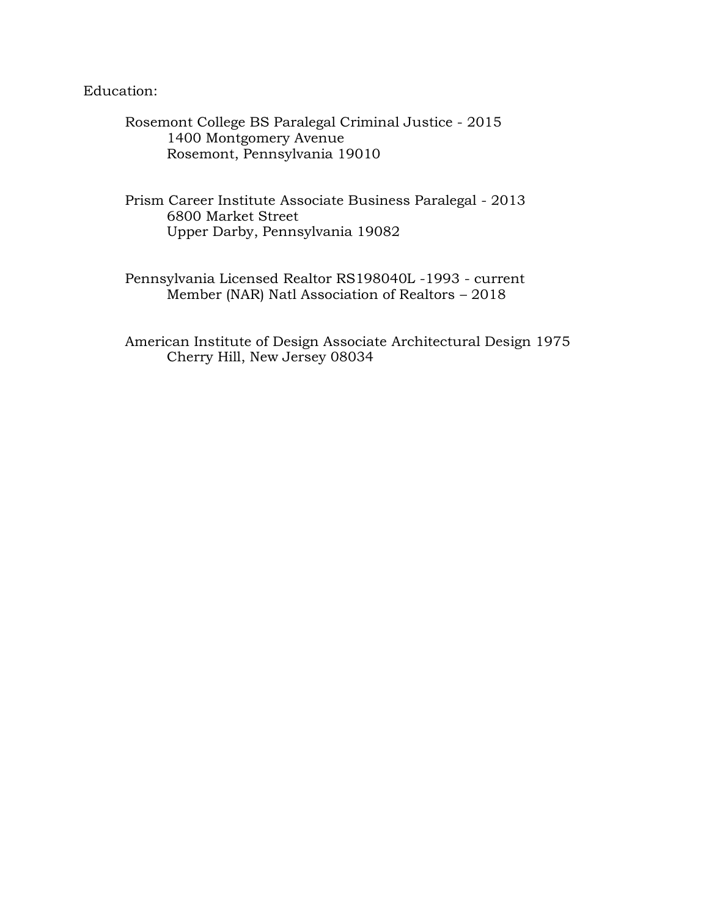Education:

Rosemont College BS Paralegal Criminal Justice - 2015
1400 Montgomery Avenue
Rosemont, Pennsylvania 19010

Prism Career Institute Associate Business Paralegal - 2013
6800 Market Street
Upper Darby, Pennsylvania 19082

Pennsylvania Licensed Realtor RS198040L -1993 - current
Member (NAR) Natl Association of Realtors – 2018

American Institute of Design Associate Architectural Design 1975
Cherry Hill, New Jersey 08034